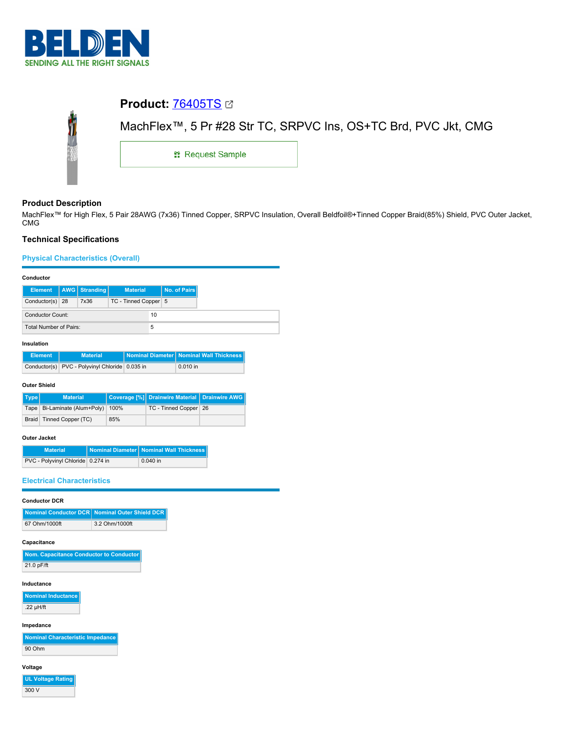# Product: 76405TS

MachFlex™, 5 Pr #28 Str TC, SRPVC Ins, OS+TC Brd, PVC Jkt, CMG

Request Sample

## Product Description

MachFlex™ for High Flex, 5 Pair 28AWG (7x36) Tinned Copper, SRPVC Insulation, Overall Beldfoil®+Tinned Copper Braid(85%) Shield, PVC Outer Jacket, CMG

## Technical Specifications

### Physical Characteristics (Overall)

**Conductor**

| Element | AWG | Stranding | Material | No. of Pairs |
|---|---|---|---|---|
| Conductor(s) | 28 | 7x36 | TC - Tinned Copper | 5 |

| | |
|---|---|
| Conductor Count: | 10 |
| Total Number of Pairs: | 5 |

**Insulation**

| Element | Material | Nominal Diameter | Nominal Wall Thickness |
|---|---|---|---|
| Conductor(s) | PVC - Polyvinyl Chloride | 0.035 in | 0.010 in |

**Outer Shield**

| Type | Material | Coverage [%] | Drainwire Material | Drainwire AWG |
|---|---|---|---|---|
| Tape | Bi-Laminate (Alum+Poly) | 100% | TC - Tinned Copper | 26 |
| Braid | Tinned Copper (TC) | 85% | | |

**Outer Jacket**

| Material | Nominal Diameter | Nominal Wall Thickness |
|---|---|---|
| PVC - Polyvinyl Chloride | 0.274 in | 0.040 in |

### Electrical Characteristics

**Conductor DCR**

| Nominal Conductor DCR | Nominal Outer Shield DCR |
|---|---|
| 67 Ohm/1000ft | 3.2 Ohm/1000ft |

**Capacitance**

| Nom. Capacitance Conductor to Conductor |
|---|
| 21.0 pF/ft |

**Inductance**

| Nominal Inductance |
|---|
| .22 µH/ft |

**Impedance**

| Nominal Characteristic Impedance |
|---|
| 90 Ohm |

**Voltage**

| UL Voltage Rating |
|---|
| 300 V |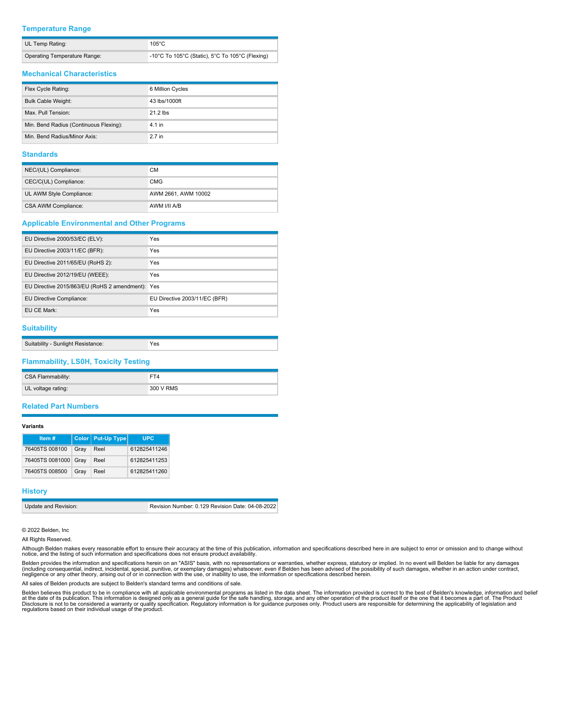## Temperature Range

| | |
|---|---|
| UL Temp Rating: | 105°C |
| Operating Temperature Range: | -10°C To 105°C (Static), 5°C To 105°C (Flexing) |

## Mechanical Characteristics

| | |
|---|---|
| Flex Cycle Rating: | 6 Million Cycles |
| Bulk Cable Weight: | 43 lbs/1000ft |
| Max. Pull Tension: | 21.2 lbs |
| Min. Bend Radius (Continuous Flexing): | 4.1 in |
| Min. Bend Radius/Minor Axis: | 2.7 in |

## Standards

| | |
|---|---|
| NEC/(UL) Compliance: | CM |
| CEC/C(UL) Compliance: | CMG |
| UL AWM Style Compliance: | AWM 2661, AWM 10002 |
| CSA AWM Compliance: | AWM I/II A/B |

## Applicable Environmental and Other Programs

| | |
|---|---|
| EU Directive 2000/53/EC (ELV): | Yes |
| EU Directive 2003/11/EC (BFR): | Yes |
| EU Directive 2011/65/EU (RoHS 2): | Yes |
| EU Directive 2012/19/EU (WEEE): | Yes |
| EU Directive 2015/863/EU (RoHS 2 amendment): | Yes |
| EU Directive Compliance: | EU Directive 2003/11/EC (BFR) |
| EU CE Mark: | Yes |

## Suitability

| | |
|---|---|
| Suitability - Sunlight Resistance: | Yes |

## Flammability, LS0H, Toxicity Testing

| | |
|---|---|
| CSA Flammability: | FT4 |
| UL voltage rating: | 300 V RMS |

## Related Part Numbers

**Variants**

| Item # | Color | Put-Up Type | UPC |
|---|---|---|---|
| 76405TS 008100 | Gray | Reel | 612825411246 |
| 76405TS 0081000 | Gray | Reel | 612825411253 |
| 76405TS 008500 | Gray | Reel | 612825411260 |

## History

| | |
|---|---|
| Update and Revision: | Revision Number: 0.129 Revision Date: 04-08-2022 |

© 2022 Belden, Inc

All Rights Reserved.

Although Belden makes every reasonable effort to ensure their accuracy at the time of this publication, information and specifications described here in are subject to error or omission and to change without notice, and the listing of such information and specifications does not ensure product availability.

Belden provides the information and specifications herein on an "ASIS" basis, with no representations or warranties, whether express, statutory or implied. In no event will Belden be liable for any damages (including consequential, indirect, incidental, special, punitive, or exemplary damages) whatsoever, even if Belden has been advised of the possibility of such damages, whether in an action under contract, negligence or any other theory, arising out of or in connection with the use, or inability to use, the information or specifications described herein.

All sales of Belden products are subject to Belden's standard terms and conditions of sale.

Belden believes this product to be in compliance with all applicable environmental programs as listed in the data sheet. The information provided is correct to the best of Belden's knowledge, information and belief at the date of its publication. This information is designed only as a general guide for the safe handling, storage, and any other operation of the product itself or the one that it becomes a part of. The Product Disclosure is not to be considered a warranty or quality specification. Regulatory information is for guidance purposes only. Product users are responsible for determining the applicability of legislation and regulations based on their individual usage of the product.